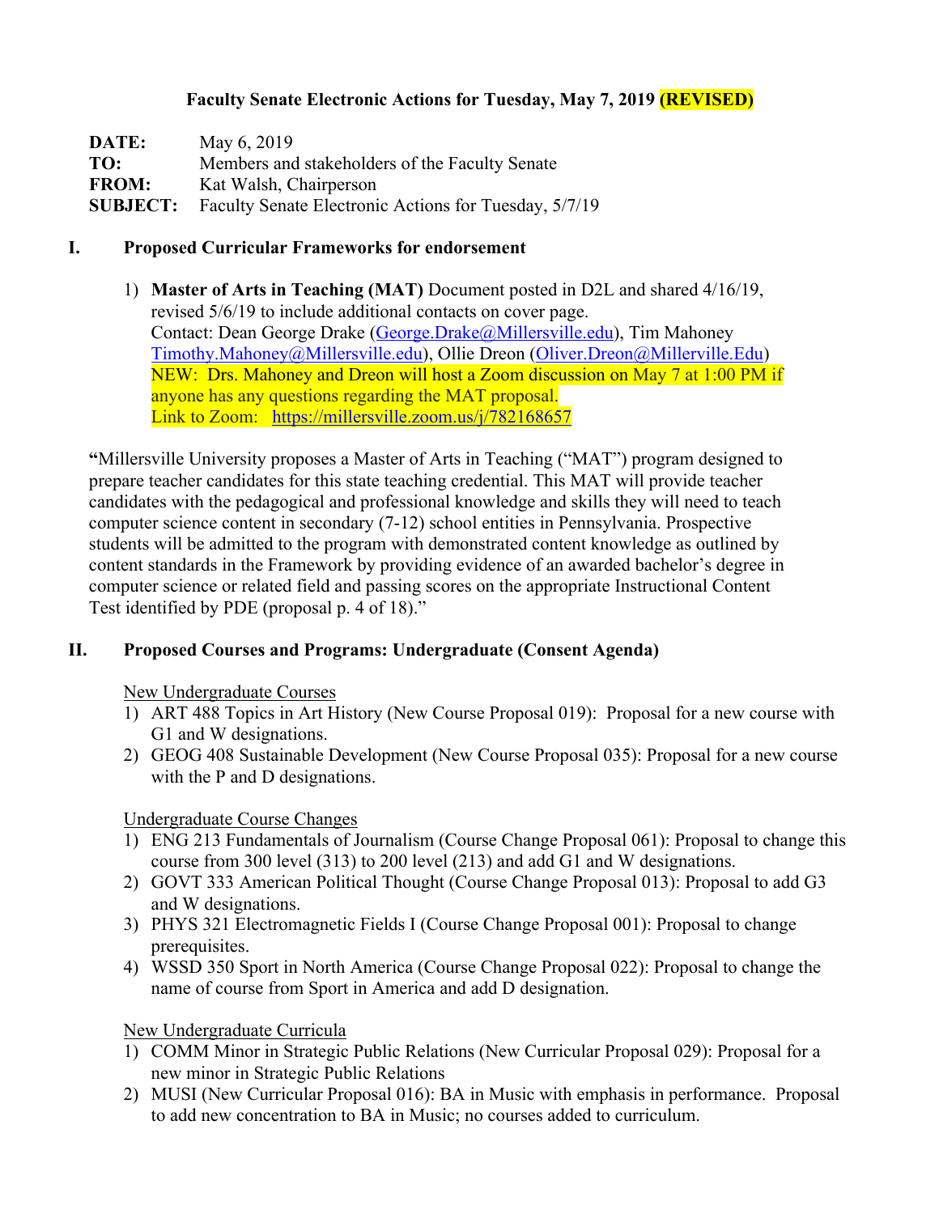**Faculty Senate Electronic Actions for Tuesday, May 7, 2019 (REVISED)**

| | |
|---|---|
| **DATE:** | May 6, 2019 |
| **TO:** | Members and stakeholders of the Faculty Senate |
| **FROM:** | Kat Walsh, Chairperson |
| **SUBJECT:** | Faculty Senate Electronic Actions for Tuesday, 5/7/19 |

## I. Proposed Curricular Frameworks for endorsement

1) **Master of Arts in Teaching (MAT)** Document posted in D2L and shared 4/16/19, revised 5/6/19 to include additional contacts on cover page.
   Contact: Dean George Drake (George.Drake@Millersville.edu), Tim Mahoney Timothy.Mahoney@Millersville.edu), Ollie Dreon (Oliver.Dreon@Millerville.Edu)
   NEW: Drs. Mahoney and Dreon will host a Zoom discussion on May 7 at 1:00 PM if anyone has any questions regarding the MAT proposal.
   Link to Zoom: https://millersville.zoom.us/j/782168657

**"**Millersville University proposes a Master of Arts in Teaching ("MAT") program designed to prepare teacher candidates for this state teaching credential. This MAT will provide teacher candidates with the pedagogical and professional knowledge and skills they will need to teach computer science content in secondary (7-12) school entities in Pennsylvania. Prospective students will be admitted to the program with demonstrated content knowledge as outlined by content standards in the Framework by providing evidence of an awarded bachelor's degree in computer science or related field and passing scores on the appropriate Instructional Content Test identified by PDE (proposal p. 4 of 18)."

## II. Proposed Courses and Programs: Undergraduate (Consent Agenda)

<u>New Undergraduate Courses</u>

1) ART 488 Topics in Art History (New Course Proposal 019): Proposal for a new course with G1 and W designations.
2) GEOG 408 Sustainable Development (New Course Proposal 035): Proposal for a new course with the P and D designations.

<u>Undergraduate Course Changes</u>

1) ENG 213 Fundamentals of Journalism (Course Change Proposal 061): Proposal to change this course from 300 level (313) to 200 level (213) and add G1 and W designations.
2) GOVT 333 American Political Thought (Course Change Proposal 013): Proposal to add G3 and W designations.
3) PHYS 321 Electromagnetic Fields I (Course Change Proposal 001): Proposal to change prerequisites.
4) WSSD 350 Sport in North America (Course Change Proposal 022): Proposal to change the name of course from Sport in America and add D designation.

<u>New Undergraduate Curricula</u>

1) COMM Minor in Strategic Public Relations (New Curricular Proposal 029): Proposal for a new minor in Strategic Public Relations
2) MUSI (New Curricular Proposal 016): BA in Music with emphasis in performance. Proposal to add new concentration to BA in Music; no courses added to curriculum.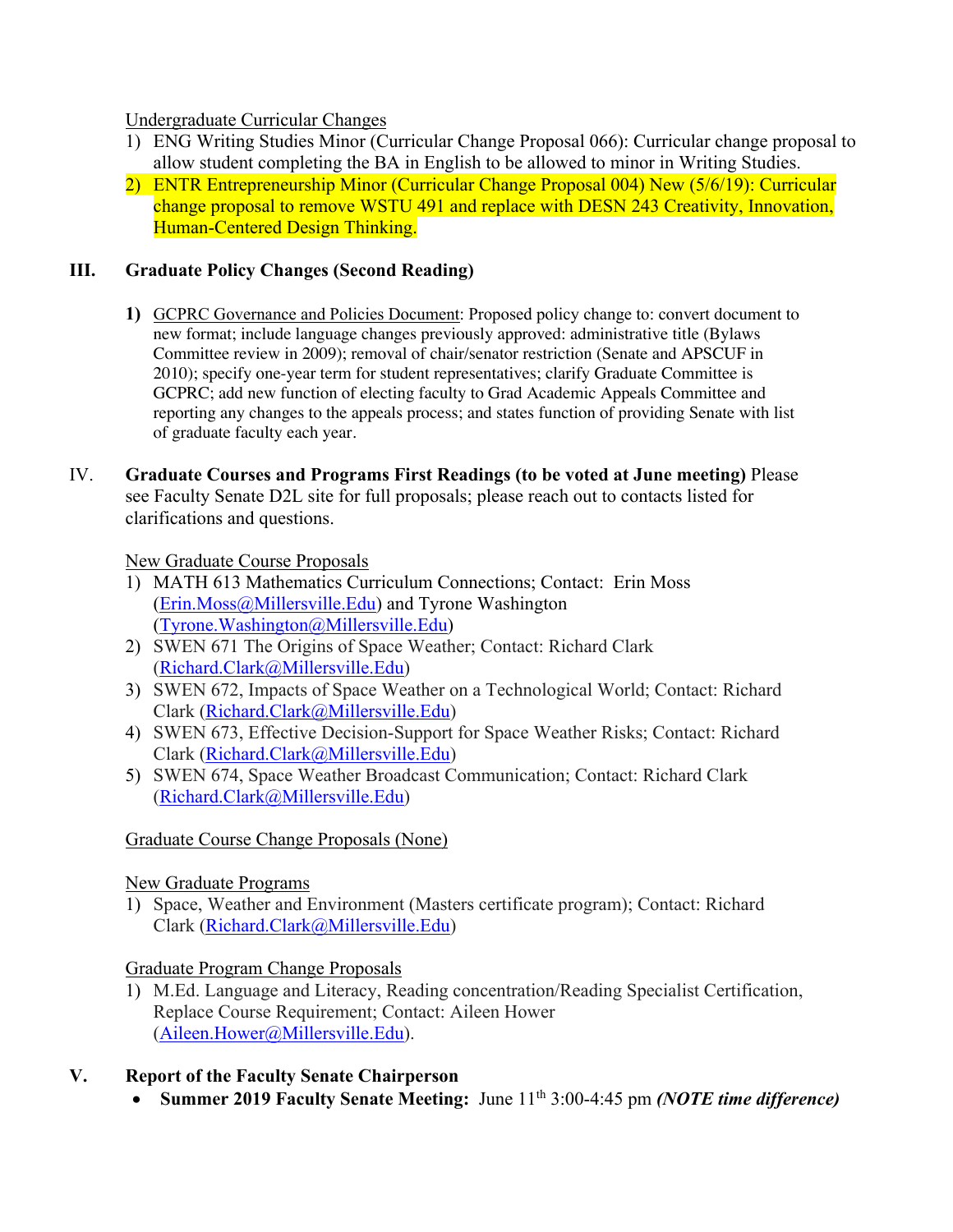Undergraduate Curricular Changes

1) ENG Writing Studies Minor (Curricular Change Proposal 066): Curricular change proposal to allow student completing the BA in English to be allowed to minor in Writing Studies.
2) ENTR Entrepreneurship Minor (Curricular Change Proposal 004) New (5/6/19): Curricular change proposal to remove WSTU 491 and replace with DESN 243 Creativity, Innovation, Human-Centered Design Thinking.

## III. Graduate Policy Changes (Second Reading)

1) GCPRC Governance and Policies Document: Proposed policy change to: convert document to new format; include language changes previously approved: administrative title (Bylaws Committee review in 2009); removal of chair/senator restriction (Senate and APSCUF in 2010); specify one-year term for student representatives; clarify Graduate Committee is GCPRC; add new function of electing faculty to Grad Academic Appeals Committee and reporting any changes to the appeals process; and states function of providing Senate with list of graduate faculty each year.

## IV. Graduate Courses and Programs First Readings (to be voted at June meeting)

Please see Faculty Senate D2L site for full proposals; please reach out to contacts listed for clarifications and questions.

New Graduate Course Proposals

1) MATH 613 Mathematics Curriculum Connections; Contact: Erin Moss (Erin.Moss@Millersville.Edu) and Tyrone Washington (Tyrone.Washington@Millersville.Edu)
2) SWEN 671 The Origins of Space Weather; Contact: Richard Clark (Richard.Clark@Millersville.Edu)
3) SWEN 672, Impacts of Space Weather on a Technological World; Contact: Richard Clark (Richard.Clark@Millersville.Edu)
4) SWEN 673, Effective Decision-Support for Space Weather Risks; Contact: Richard Clark (Richard.Clark@Millersville.Edu)
5) SWEN 674, Space Weather Broadcast Communication; Contact: Richard Clark (Richard.Clark@Millersville.Edu)

Graduate Course Change Proposals (None)

New Graduate Programs

1) Space, Weather and Environment (Masters certificate program); Contact: Richard Clark (Richard.Clark@Millersville.Edu)

Graduate Program Change Proposals

1) M.Ed. Language and Literacy, Reading concentration/Reading Specialist Certification, Replace Course Requirement; Contact: Aileen Hower (Aileen.Hower@Millersville.Edu).

## V. Report of the Faculty Senate Chairperson

- **Summer 2019 Faculty Senate Meeting:** June 11th 3:00-4:45 pm ***(NOTE time difference)***